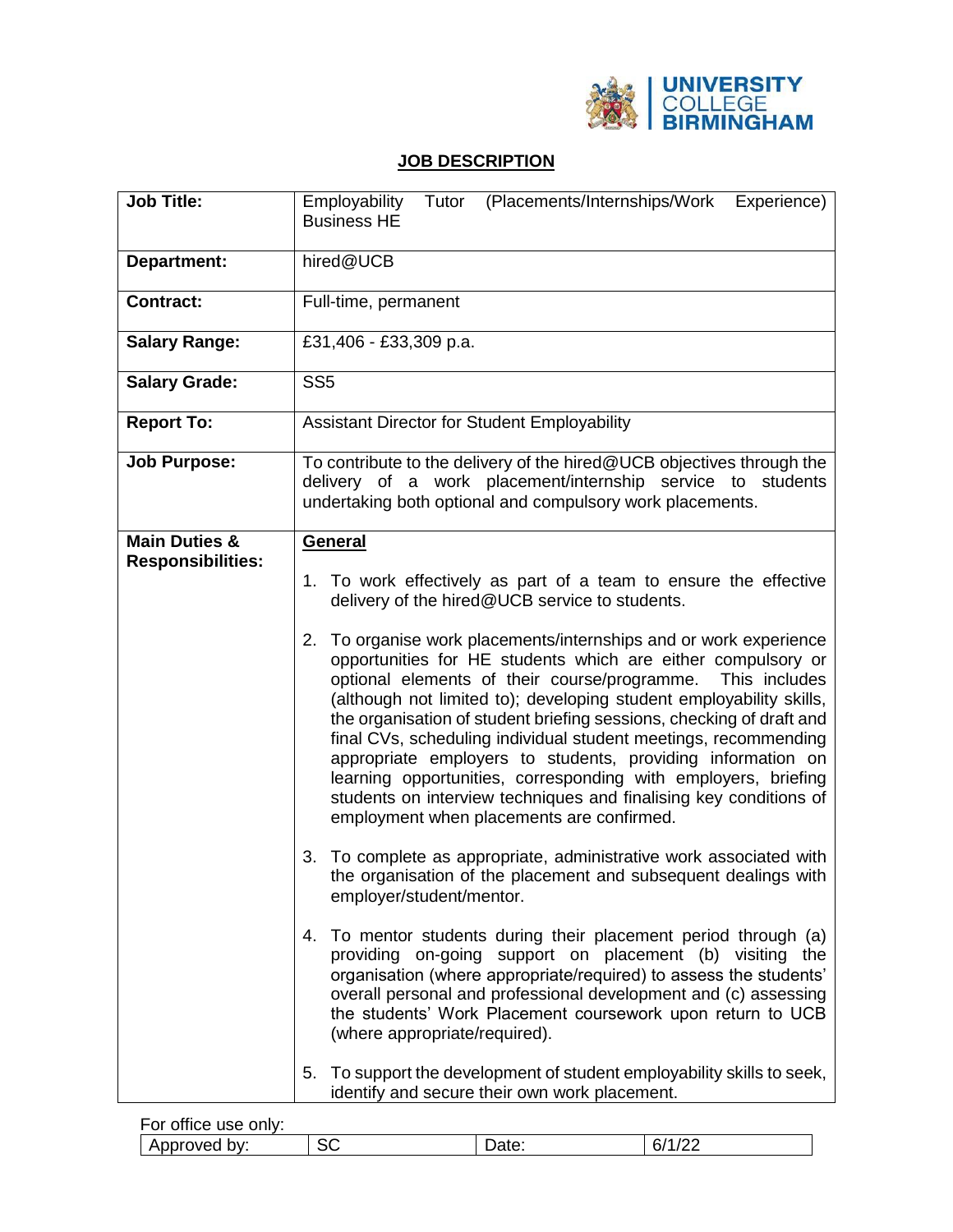UNIVERSITY COLLEGE BIRMINGHAM

# JOB DESCRIPTION

| | |
|---|---|
| **Job Title:** | Employability Tutor (Placements/Internships/Work Experience) Business HE |
| **Department:** | hired@UCB |
| **Contract:** | Full-time, permanent |
| **Salary Range:** | £31,406 - £33,309 p.a. |
| **Salary Grade:** | SS5 |
| **Report To:** | Assistant Director for Student Employability |
| **Job Purpose:** | To contribute to the delivery of the hired@UCB objectives through the delivery of a work placement/internship service to students undertaking both optional and compulsory work placements. |
| **Main Duties & Responsibilities:** | **General**<br><br>1. To work effectively as part of a team to ensure the effective delivery of the hired@UCB service to students.<br><br>2. To organise work placements/internships and or work experience opportunities for HE students which are either compulsory or optional elements of their course/programme. This includes (although not limited to); developing student employability skills, the organisation of student briefing sessions, checking of draft and final CVs, scheduling individual student meetings, recommending appropriate employers to students, providing information on learning opportunities, corresponding with employers, briefing students on interview techniques and finalising key conditions of employment when placements are confirmed.<br><br>3. To complete as appropriate, administrative work associated with the organisation of the placement and subsequent dealings with employer/student/mentor.<br><br>4. To mentor students during their placement period through (a) providing on-going support on placement (b) visiting the organisation (where appropriate/required) to assess the students' overall personal and professional development and (c) assessing the students' Work Placement coursework upon return to UCB (where appropriate/required).<br><br>5. To support the development of student employability skills to seek, identify and secure their own work placement. |

For office use only:

| Approved by: | SC | Date: | 6/1/22 |
|---|---|---|---|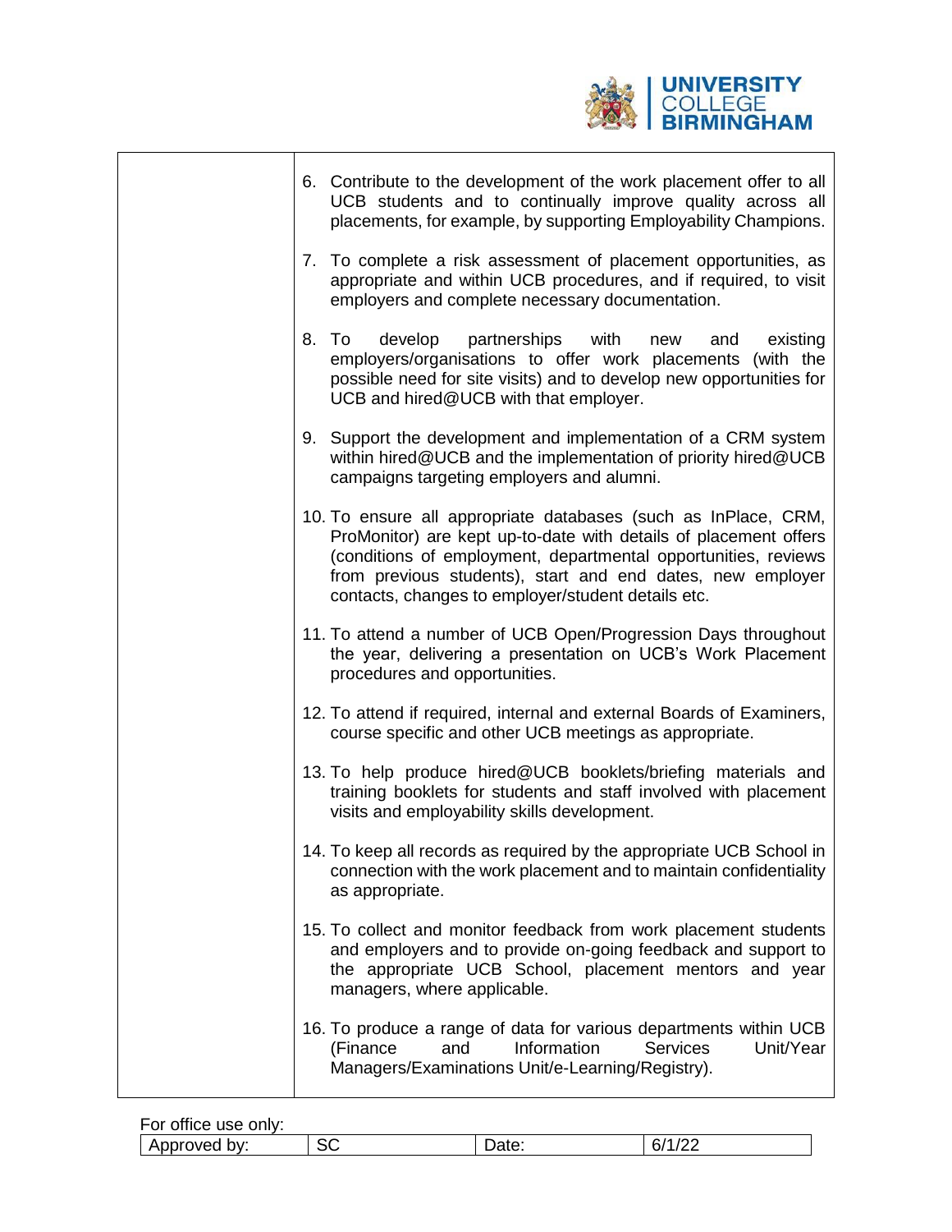| | |
|---|---|
| | 6. Contribute to the development of the work placement offer to all UCB students and to continually improve quality across all placements, for example, by supporting Employability Champions.<br><br>7. To complete a risk assessment of placement opportunities, as appropriate and within UCB procedures, and if required, to visit employers and complete necessary documentation.<br><br>8. To develop partnerships with new and existing employers/organisations to offer work placements (with the possible need for site visits) and to develop new opportunities for UCB and hired@UCB with that employer.<br><br>9. Support the development and implementation of a CRM system within hired@UCB and the implementation of priority hired@UCB campaigns targeting employers and alumni.<br><br>10. To ensure all appropriate databases (such as InPlace, CRM, ProMonitor) are kept up-to-date with details of placement offers (conditions of employment, departmental opportunities, reviews from previous students), start and end dates, new employer contacts, changes to employer/student details etc.<br><br>11. To attend a number of UCB Open/Progression Days throughout the year, delivering a presentation on UCB's Work Placement procedures and opportunities.<br><br>12. To attend if required, internal and external Boards of Examiners, course specific and other UCB meetings as appropriate.<br><br>13. To help produce hired@UCB booklets/briefing materials and training booklets for students and staff involved with placement visits and employability skills development.<br><br>14. To keep all records as required by the appropriate UCB School in connection with the work placement and to maintain confidentiality as appropriate.<br><br>15. To collect and monitor feedback from work placement students and employers and to provide on-going feedback and support to the appropriate UCB School, placement mentors and year managers, where applicable.<br><br>16. To produce a range of data for various departments within UCB (Finance and Information Services Unit/Year Managers/Examinations Unit/e-Learning/Registry). |

For office use only:

| Approved by: | SC | Date: | 6/1/22 |
|---|---|---|---|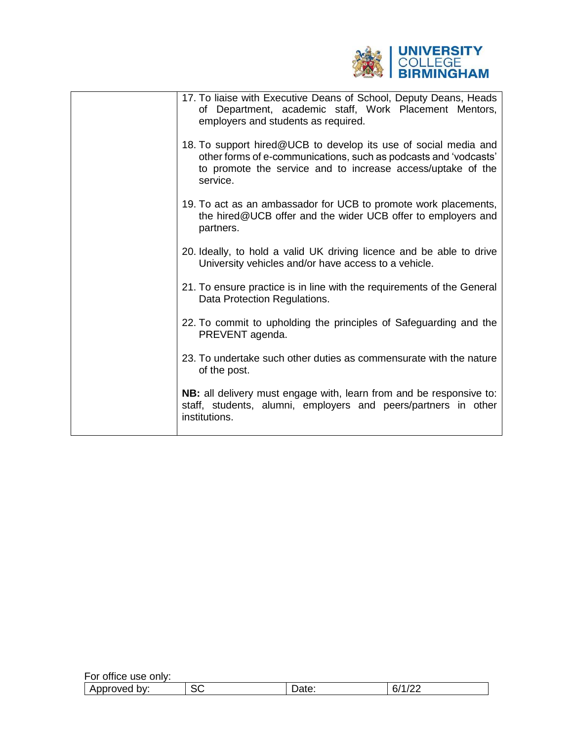| | 17. To liaise with Executive Deans of School, Deputy Deans, Heads of Department, academic staff, Work Placement Mentors, employers and students as required.<br><br>18. To support hired@UCB to develop its use of social media and other forms of e-communications, such as podcasts and 'vodcasts' to promote the service and to increase access/uptake of the service.<br><br>19. To act as an ambassador for UCB to promote work placements, the hired@UCB offer and the wider UCB offer to employers and partners.<br><br>20. Ideally, to hold a valid UK driving licence and be able to drive University vehicles and/or have access to a vehicle.<br><br>21. To ensure practice is in line with the requirements of the General Data Protection Regulations.<br><br>22. To commit to upholding the principles of Safeguarding and the PREVENT agenda.<br><br>23. To undertake such other duties as commensurate with the nature of the post.<br><br>**NB:** all delivery must engage with, learn from and be responsive to: staff, students, alumni, employers and peers/partners in other institutions. |
|---|---|

For office use only:

| Approved by: | SC | Date: | 6/1/22 |
|---|---|---|---|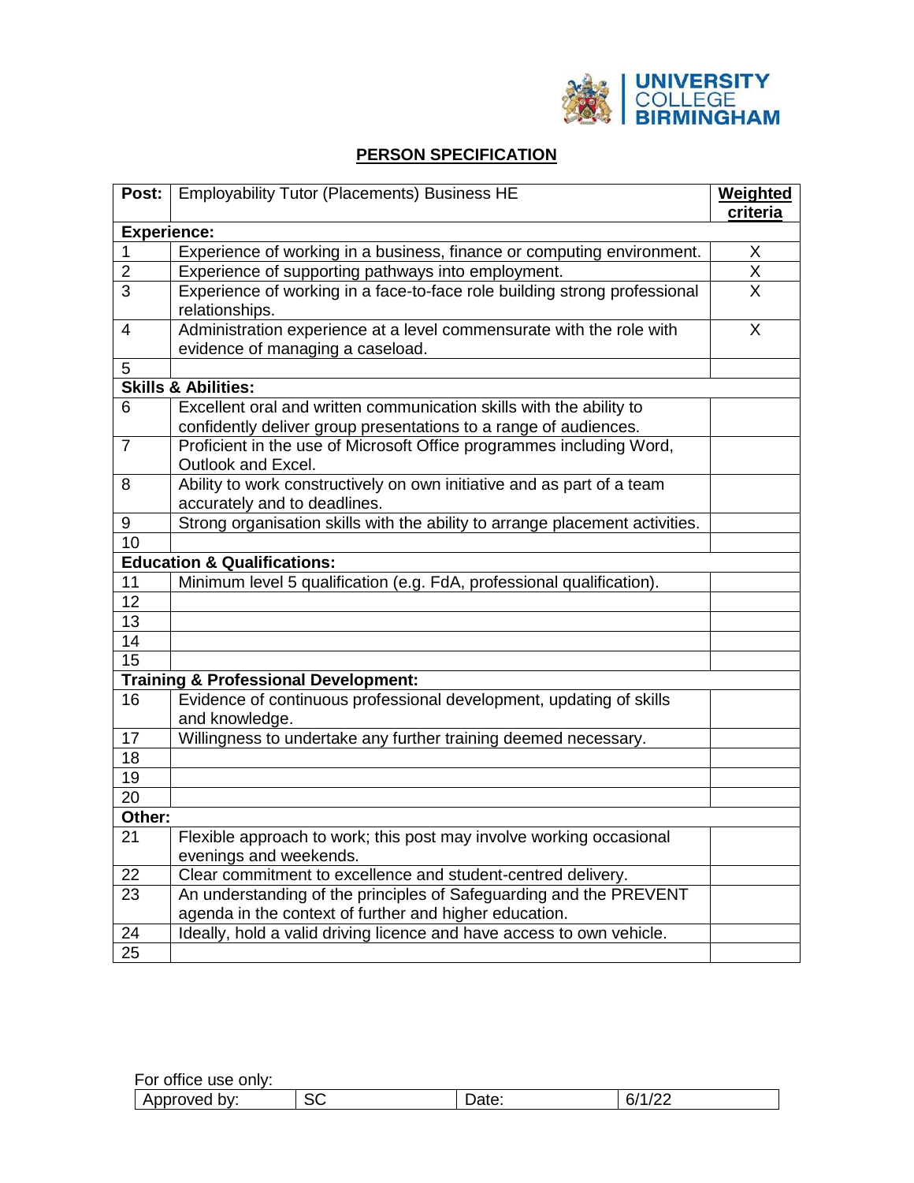UNIVERSITY COLLEGE BIRMINGHAM

## PERSON SPECIFICATION

| **Post:** | Employability Tutor (Placements) Business HE | **Weighted criteria** |
|---|---|---|
| **Experience:** | | |
| 1 | Experience of working in a business, finance or computing environment. | X |
| 2 | Experience of supporting pathways into employment. | X |
| 3 | Experience of working in a face-to-face role building strong professional relationships. | X |
| 4 | Administration experience at a level commensurate with the role with evidence of managing a caseload. | X |
| 5 | | |
| **Skills & Abilities:** | | |
| 6 | Excellent oral and written communication skills with the ability to confidently deliver group presentations to a range of audiences. | |
| 7 | Proficient in the use of Microsoft Office programmes including Word, Outlook and Excel. | |
| 8 | Ability to work constructively on own initiative and as part of a team accurately and to deadlines. | |
| 9 | Strong organisation skills with the ability to arrange placement activities. | |
| 10 | | |
| **Education & Qualifications:** | | |
| 11 | Minimum level 5 qualification (e.g. FdA, professional qualification). | |
| 12 | | |
| 13 | | |
| 14 | | |
| 15 | | |
| **Training & Professional Development:** | | |
| 16 | Evidence of continuous professional development, updating of skills and knowledge. | |
| 17 | Willingness to undertake any further training deemed necessary. | |
| 18 | | |
| 19 | | |
| 20 | | |
| **Other:** | | |
| 21 | Flexible approach to work; this post may involve working occasional evenings and weekends. | |
| 22 | Clear commitment to excellence and student-centred delivery. | |
| 23 | An understanding of the principles of Safeguarding and the PREVENT agenda in the context of further and higher education. | |
| 24 | Ideally, hold a valid driving licence and have access to own vehicle. | |
| 25 | | |

For office use only:

| Approved by: | SC | Date: | 6/1/22 |
|---|---|---|---|